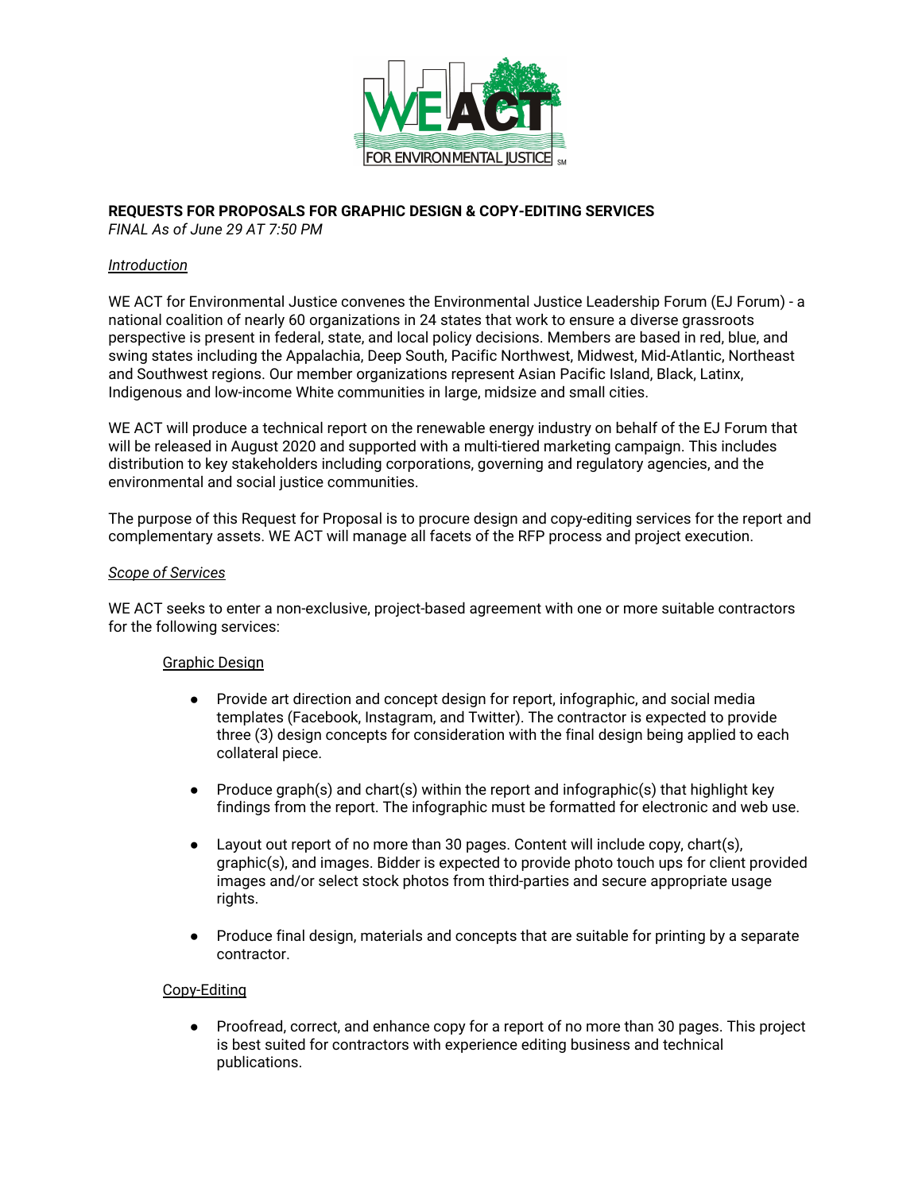**REQUESTS FOR PROPOSALS FOR GRAPHIC DESIGN & COPY-EDITING SERVICES**
*FINAL As of June 29 AT 7:50 PM*

## *Introduction*

WE ACT for Environmental Justice convenes the Environmental Justice Leadership Forum (EJ Forum) - a national coalition of nearly 60 organizations in 24 states that work to ensure a diverse grassroots perspective is present in federal, state, and local policy decisions. Members are based in red, blue, and swing states including the Appalachia, Deep South, Pacific Northwest, Midwest, Mid-Atlantic, Northeast and Southwest regions. Our member organizations represent Asian Pacific Island, Black, Latinx, Indigenous and low-income White communities in large, midsize and small cities.

WE ACT will produce a technical report on the renewable energy industry on behalf of the EJ Forum that will be released in August 2020 and supported with a multi-tiered marketing campaign. This includes distribution to key stakeholders including corporations, governing and regulatory agencies, and the environmental and social justice communities.

The purpose of this Request for Proposal is to procure design and copy-editing services for the report and complementary assets. WE ACT will manage all facets of the RFP process and project execution.

## *Scope of Services*

WE ACT seeks to enter a non-exclusive, project-based agreement with one or more suitable contractors for the following services:

### Graphic Design

- Provide art direction and concept design for report, infographic, and social media templates (Facebook, Instagram, and Twitter). The contractor is expected to provide three (3) design concepts for consideration with the final design being applied to each collateral piece.
- Produce graph(s) and chart(s) within the report and infographic(s) that highlight key findings from the report. The infographic must be formatted for electronic and web use.
- Layout out report of no more than 30 pages. Content will include copy, chart(s), graphic(s), and images. Bidder is expected to provide photo touch ups for client provided images and/or select stock photos from third-parties and secure appropriate usage rights.
- Produce final design, materials and concepts that are suitable for printing by a separate contractor.

### Copy-Editing

- Proofread, correct, and enhance copy for a report of no more than 30 pages. This project is best suited for contractors with experience editing business and technical publications.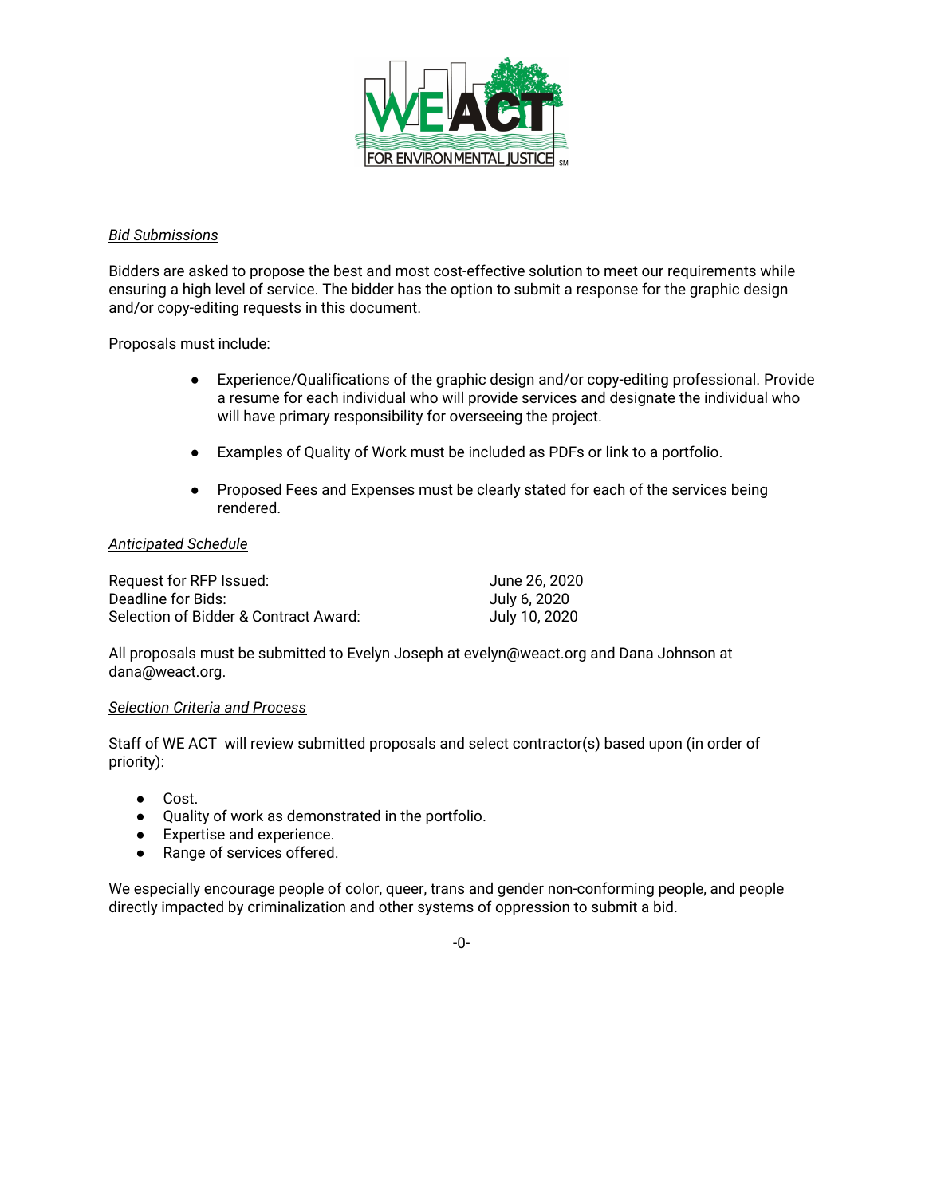*Bid Submissions*

Bidders are asked to propose the best and most cost-effective solution to meet our requirements while ensuring a high level of service. The bidder has the option to submit a response for the graphic design and/or copy-editing requests in this document.

Proposals must include:

- Experience/Qualifications of the graphic design and/or copy-editing professional. Provide a resume for each individual who will provide services and designate the individual who will have primary responsibility for overseeing the project.
- Examples of Quality of Work must be included as PDFs or link to a portfolio.
- Proposed Fees and Expenses must be clearly stated for each of the services being rendered.

*Anticipated Schedule*

| | |
|---|---|
| Request for RFP Issued: | June 26, 2020 |
| Deadline for Bids: | July 6, 2020 |
| Selection of Bidder & Contract Award: | July 10, 2020 |

All proposals must be submitted to Evelyn Joseph at evelyn@weact.org and Dana Johnson at dana@weact.org.

*Selection Criteria and Process*

Staff of WE ACT will review submitted proposals and select contractor(s) based upon (in order of priority):

- Cost.
- Quality of work as demonstrated in the portfolio.
- Expertise and experience.
- Range of services offered.

We especially encourage people of color, queer, trans and gender non-conforming people, and people directly impacted by criminalization and other systems of oppression to submit a bid.